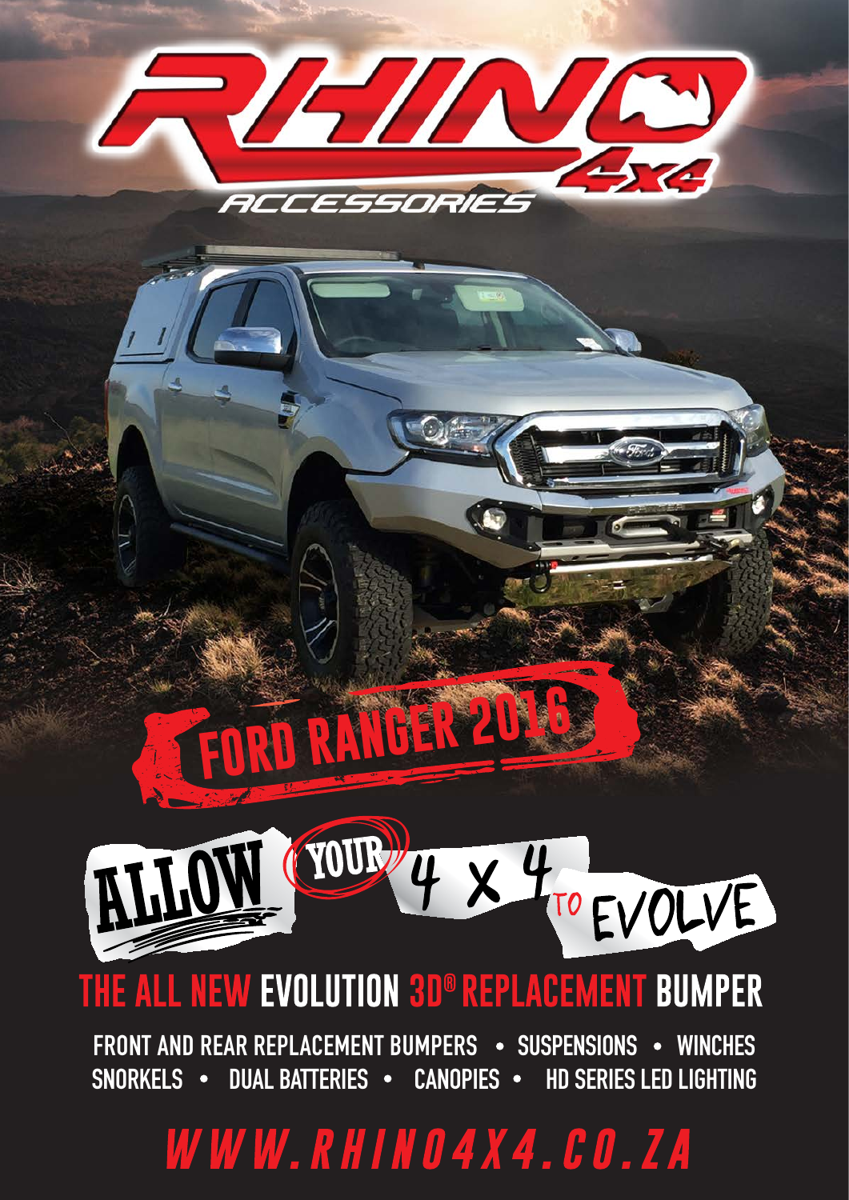# RHINO 4x4 ACCESSORIES

## FORD RANGER 2016

ALLOW YOUR 4 X 4 TO EVOLVE

## THE ALL NEW EVOLUTION 3D® REPLACEMENT BUMPER

FRONT AND REAR REPLACEMENT BUMPERS • SUSPENSIONS • WINCHES
SNORKELS • DUAL BATTERIES • CANOPIES • HD SERIES LED LIGHTING

WWW.RHINO4X4.CO.ZA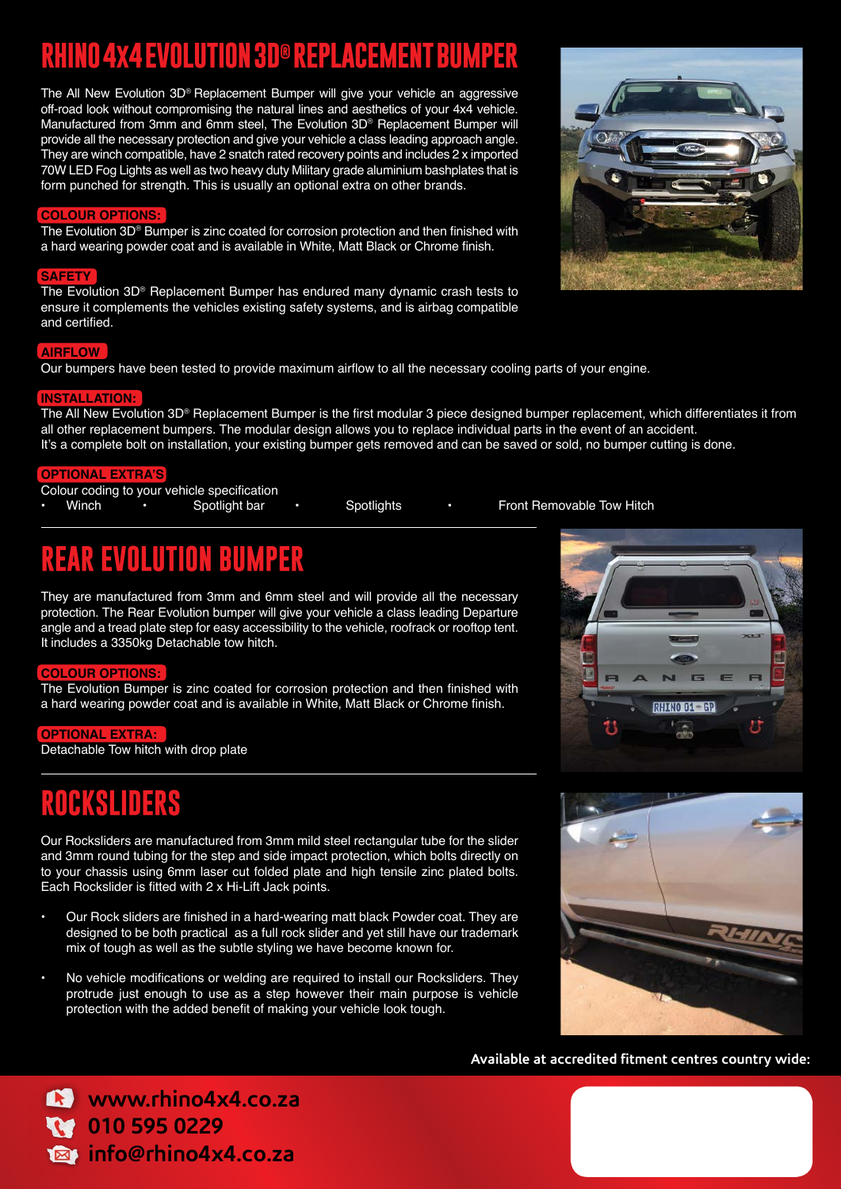# RHINO 4X4 EVOLUTION 3D® REPLACEMENT BUMPER

The All New Evolution 3D® Replacement Bumper will give your vehicle an aggressive off-road look without compromising the natural lines and aesthetics of your 4x4 vehicle. Manufactured from 3mm and 6mm steel, The Evolution 3D® Replacement Bumper will provide all the necessary protection and give your vehicle a class leading approach angle. They are winch compatible, have 2 snatch rated recovery points and includes 2 x imported 70W LED Fog Lights as well as two heavy duty Military grade aluminium bashplates that is form punched for strength. This is usually an optional extra on other brands.

**COLOUR OPTIONS:**

The Evolution 3D® Bumper is zinc coated for corrosion protection and then finished with a hard wearing powder coat and is available in White, Matt Black or Chrome finish.

**SAFETY**

The Evolution 3D® Replacement Bumper has endured many dynamic crash tests to ensure it complements the vehicles existing safety systems, and is airbag compatible and certified.

**AIRFLOW**

Our bumpers have been tested to provide maximum airflow to all the necessary cooling parts of your engine.

**INSTALLATION:**

The All New Evolution 3D® Replacement Bumper is the first modular 3 piece designed bumper replacement, which differentiates it from all other replacement bumpers. The modular design allows you to replace individual parts in the event of an accident.
It's a complete bolt on installation, your existing bumper gets removed and can be saved or sold, no bumper cutting is done.

**OPTIONAL EXTRA'S**

Colour coding to your vehicle specification

- Winch
- Spotlight bar
- Spotlights
- Front Removable Tow Hitch

# REAR EVOLUTION BUMPER

They are manufactured from 3mm and 6mm steel and will provide all the necessary protection. The Rear Evolution bumper will give your vehicle a class leading Departure angle and a tread plate step for easy accessibility to the vehicle, roofrack or rooftop tent. It includes a 3350kg Detachable tow hitch.

**COLOUR OPTIONS:**

The Evolution Bumper is zinc coated for corrosion protection and then finished with a hard wearing powder coat and is available in White, Matt Black or Chrome finish.

**OPTIONAL EXTRA:**

Detachable Tow hitch with drop plate

# ROCKSLIDERS

Our Rocksliders are manufactured from 3mm mild steel rectangular tube for the slider and 3mm round tubing for the step and side impact protection, which bolts directly on to your chassis using 6mm laser cut folded plate and high tensile zinc plated bolts. Each Rockslider is fitted with 2 x Hi-Lift Jack points.

- Our Rock sliders are finished in a hard-wearing matt black Powder coat. They are designed to be both practical as a full rock slider and yet still have our trademark mix of tough as well as the subtle styling we have become known for.
- No vehicle modifications or welding are required to install our Rocksliders. They protrude just enough to use as a step however their main purpose is vehicle protection with the added benefit of making your vehicle look tough.

**Available at accredited fitment centres country wide:**

**www.rhino4x4.co.za**
**010 595 0229**
**info@rhino4x4.co.za**